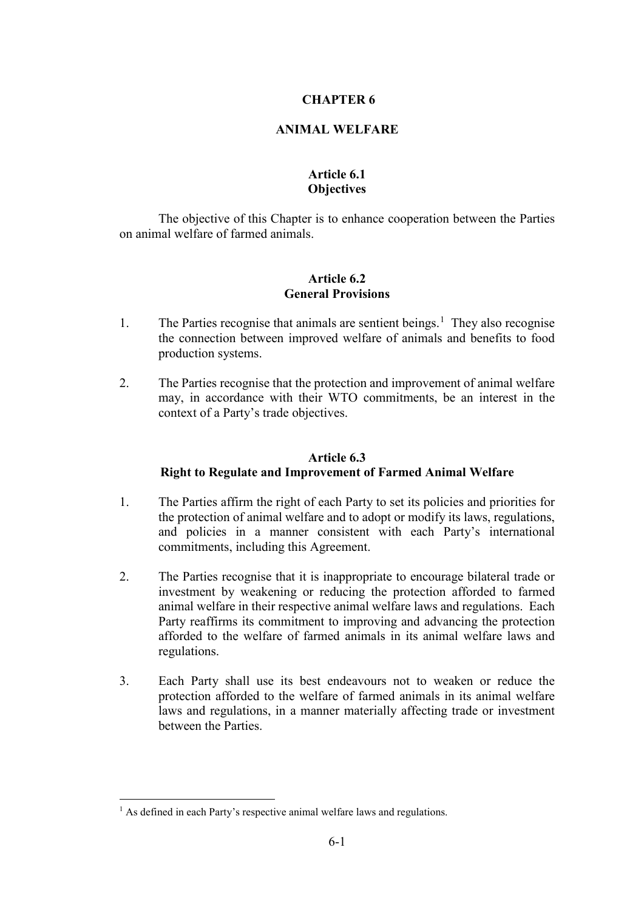# CHAPTER 6

# ANIMAL WELFARE

## Article 6.1
## Objectives

The objective of this Chapter is to enhance cooperation between the Parties on animal welfare of farmed animals.

## Article 6.2
## General Provisions

1. The Parties recognise that animals are sentient beings.[1] They also recognise the connection between improved welfare of animals and benefits to food production systems.

2. The Parties recognise that the protection and improvement of animal welfare may, in accordance with their WTO commitments, be an interest in the context of a Party's trade objectives.

## Article 6.3
## Right to Regulate and Improvement of Farmed Animal Welfare

1. The Parties affirm the right of each Party to set its policies and priorities for the protection of animal welfare and to adopt or modify its laws, regulations, and policies in a manner consistent with each Party's international commitments, including this Agreement.

2. The Parties recognise that it is inappropriate to encourage bilateral trade or investment by weakening or reducing the protection afforded to farmed animal welfare in their respective animal welfare laws and regulations. Each Party reaffirms its commitment to improving and advancing the protection afforded to the welfare of farmed animals in its animal welfare laws and regulations.

3. Each Party shall use its best endeavours not to weaken or reduce the protection afforded to the welfare of farmed animals in its animal welfare laws and regulations, in a manner materially affecting trade or investment between the Parties.

[1] As defined in each Party's respective animal welfare laws and regulations.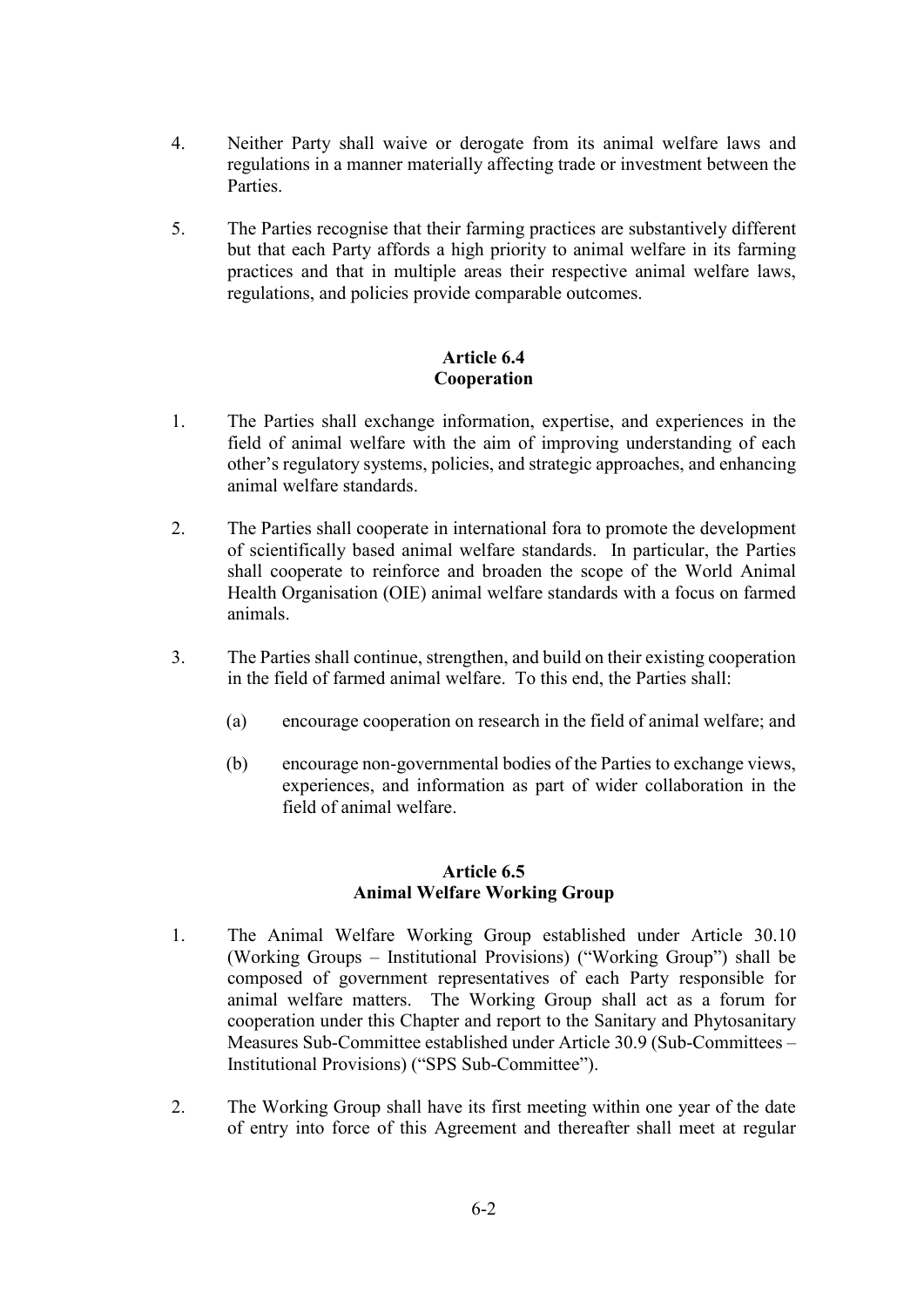4. Neither Party shall waive or derogate from its animal welfare laws and regulations in a manner materially affecting trade or investment between the Parties.

5. The Parties recognise that their farming practices are substantively different but that each Party affords a high priority to animal welfare in its farming practices and that in multiple areas their respective animal welfare laws, regulations, and policies provide comparable outcomes.

## Article 6.4
## Cooperation

1. The Parties shall exchange information, expertise, and experiences in the field of animal welfare with the aim of improving understanding of each other's regulatory systems, policies, and strategic approaches, and enhancing animal welfare standards.

2. The Parties shall cooperate in international fora to promote the development of scientifically based animal welfare standards. In particular, the Parties shall cooperate to reinforce and broaden the scope of the World Animal Health Organisation (OIE) animal welfare standards with a focus on farmed animals.

3. The Parties shall continue, strengthen, and build on their existing cooperation in the field of farmed animal welfare. To this end, the Parties shall:

   (a) encourage cooperation on research in the field of animal welfare; and

   (b) encourage non-governmental bodies of the Parties to exchange views, experiences, and information as part of wider collaboration in the field of animal welfare.

## Article 6.5
## Animal Welfare Working Group

1. The Animal Welfare Working Group established under Article 30.10 (Working Groups – Institutional Provisions) ("Working Group") shall be composed of government representatives of each Party responsible for animal welfare matters. The Working Group shall act as a forum for cooperation under this Chapter and report to the Sanitary and Phytosanitary Measures Sub-Committee established under Article 30.9 (Sub-Committees – Institutional Provisions) ("SPS Sub-Committee").

2. The Working Group shall have its first meeting within one year of the date of entry into force of this Agreement and thereafter shall meet at regular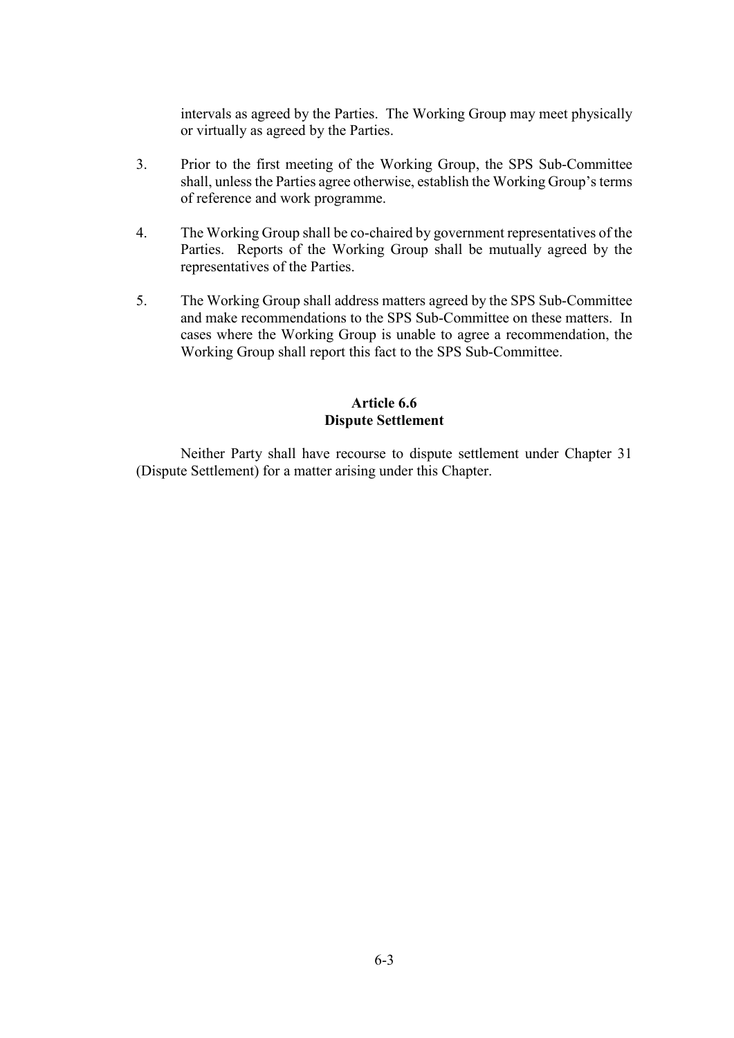intervals as agreed by the Parties. The Working Group may meet physically or virtually as agreed by the Parties.

3. Prior to the first meeting of the Working Group, the SPS Sub-Committee shall, unless the Parties agree otherwise, establish the Working Group's terms of reference and work programme.

4. The Working Group shall be co-chaired by government representatives of the Parties. Reports of the Working Group shall be mutually agreed by the representatives of the Parties.

5. The Working Group shall address matters agreed by the SPS Sub-Committee and make recommendations to the SPS Sub-Committee on these matters. In cases where the Working Group is unable to agree a recommendation, the Working Group shall report this fact to the SPS Sub-Committee.

## Article 6.6
## Dispute Settlement

Neither Party shall have recourse to dispute settlement under Chapter 31 (Dispute Settlement) for a matter arising under this Chapter.